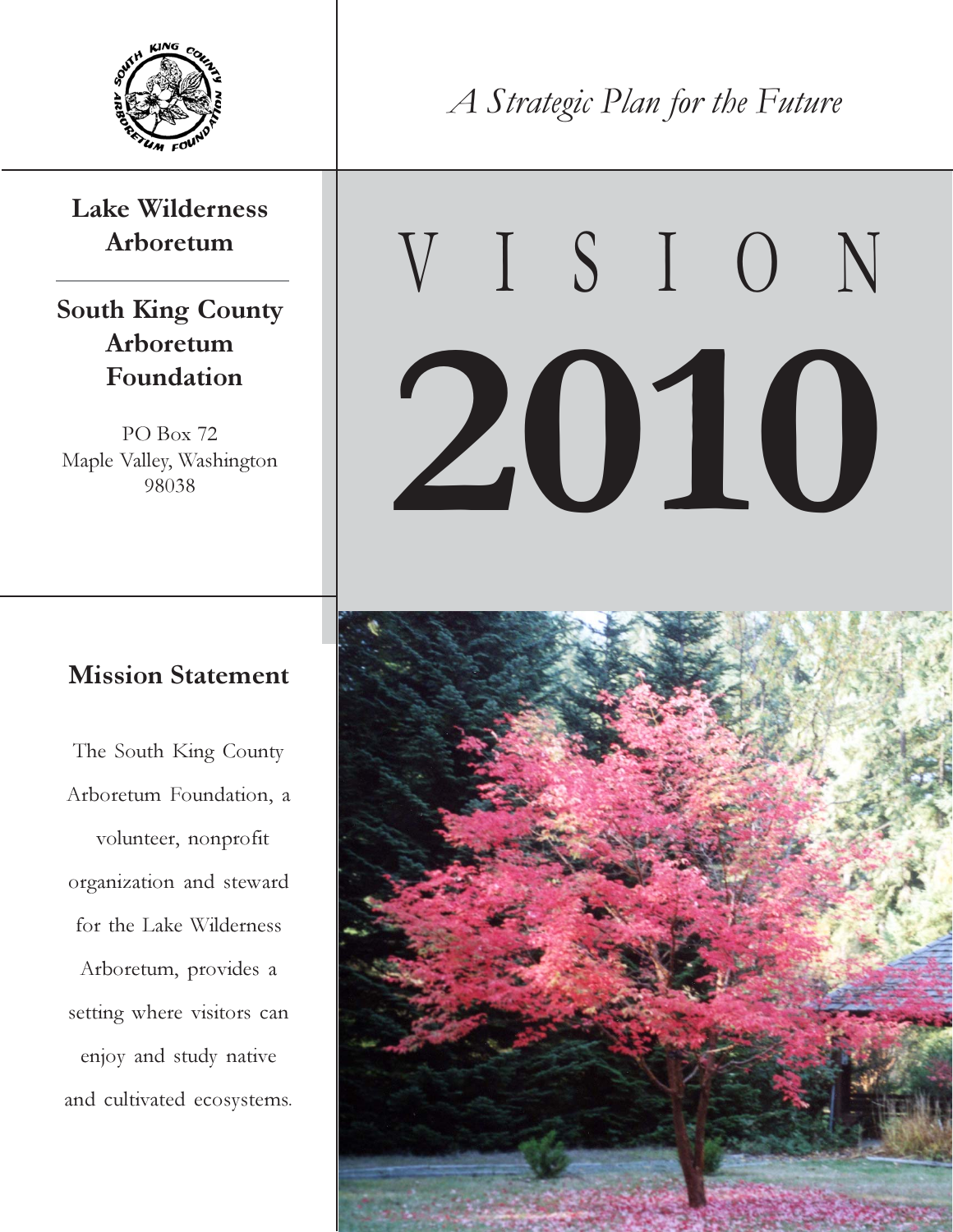*A Strategic Plan for the Future*

# VISION 2010

## Lake Wilderness Arboretum

## South King County Arboretum Foundation

PO Box 72
Maple Valley, Washington
98038

## Mission Statement

The South King County Arboretum Foundation, a volunteer, nonprofit organization and steward for the Lake Wilderness Arboretum, provides a setting where visitors can enjoy and study native and cultivated ecosystems.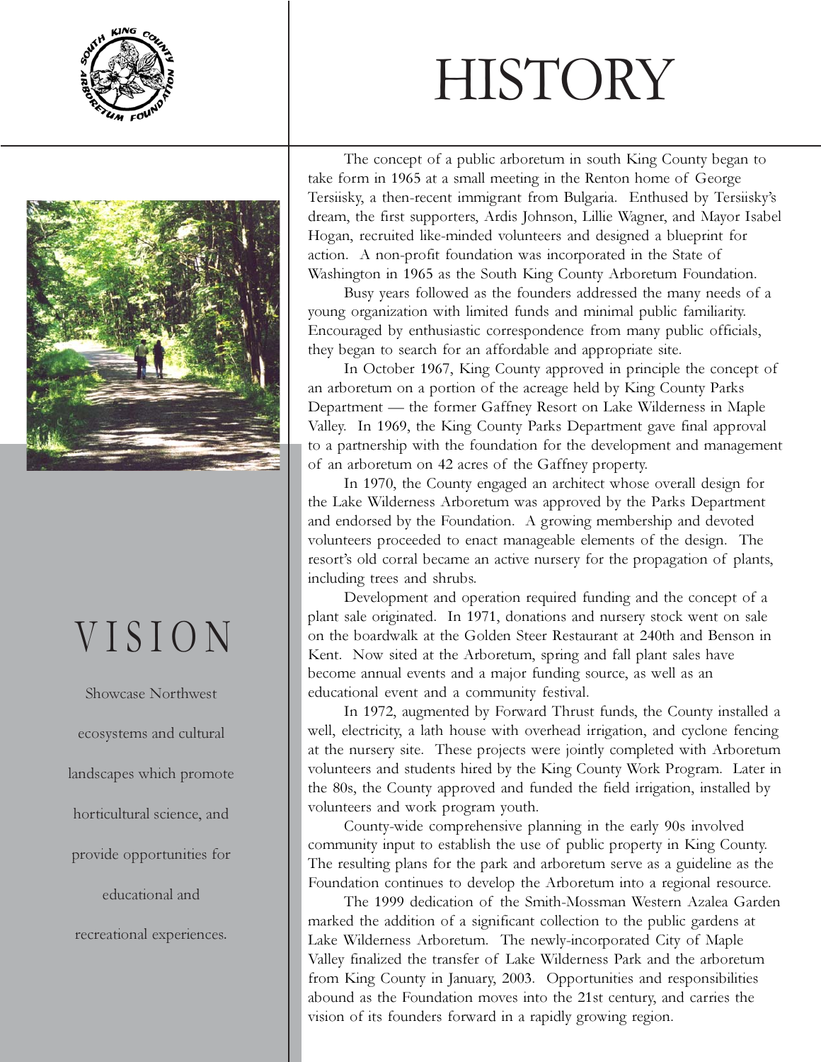# HISTORY

The concept of a public arboretum in south King County began to take form in 1965 at a small meeting in the Renton home of George Tersiisky, a then-recent immigrant from Bulgaria. Enthused by Tersiisky's dream, the first supporters, Ardis Johnson, Lillie Wagner, and Mayor Isabel Hogan, recruited like-minded volunteers and designed a blueprint for action. A non-profit foundation was incorporated in the State of Washington in 1965 as the South King County Arboretum Foundation.

Busy years followed as the founders addressed the many needs of a young organization with limited funds and minimal public familiarity. Encouraged by enthusiastic correspondence from many public officials, they began to search for an affordable and appropriate site.

In October 1967, King County approved in principle the concept of an arboretum on a portion of the acreage held by King County Parks Department — the former Gaffney Resort on Lake Wilderness in Maple Valley. In 1969, the King County Parks Department gave final approval to a partnership with the foundation for the development and management of an arboretum on 42 acres of the Gaffney property.

In 1970, the County engaged an architect whose overall design for the Lake Wilderness Arboretum was approved by the Parks Department and endorsed by the Foundation. A growing membership and devoted volunteers proceeded to enact manageable elements of the design. The resort's old corral became an active nursery for the propagation of plants, including trees and shrubs.

Development and operation required funding and the concept of a plant sale originated. In 1971, donations and nursery stock went on sale on the boardwalk at the Golden Steer Restaurant at 240th and Benson in Kent. Now sited at the Arboretum, spring and fall plant sales have become annual events and a major funding source, as well as an educational event and a community festival.

In 1972, augmented by Forward Thrust funds, the County installed a well, electricity, a lath house with overhead irrigation, and cyclone fencing at the nursery site. These projects were jointly completed with Arboretum volunteers and students hired by the King County Work Program. Later in the 80s, the County approved and funded the field irrigation, installed by volunteers and work program youth.

County-wide comprehensive planning in the early 90s involved community input to establish the use of public property in King County. The resulting plans for the park and arboretum serve as a guideline as the Foundation continues to develop the Arboretum into a regional resource.

The 1999 dedication of the Smith-Mossman Western Azalea Garden marked the addition of a significant collection to the public gardens at Lake Wilderness Arboretum. The newly-incorporated City of Maple Valley finalized the transfer of Lake Wilderness Park and the arboretum from King County in January, 2003. Opportunities and responsibilities abound as the Foundation moves into the 21st century, and carries the vision of its founders forward in a rapidly growing region.

# VISION

Showcase Northwest ecosystems and cultural landscapes which promote horticultural science, and provide opportunities for educational and recreational experiences.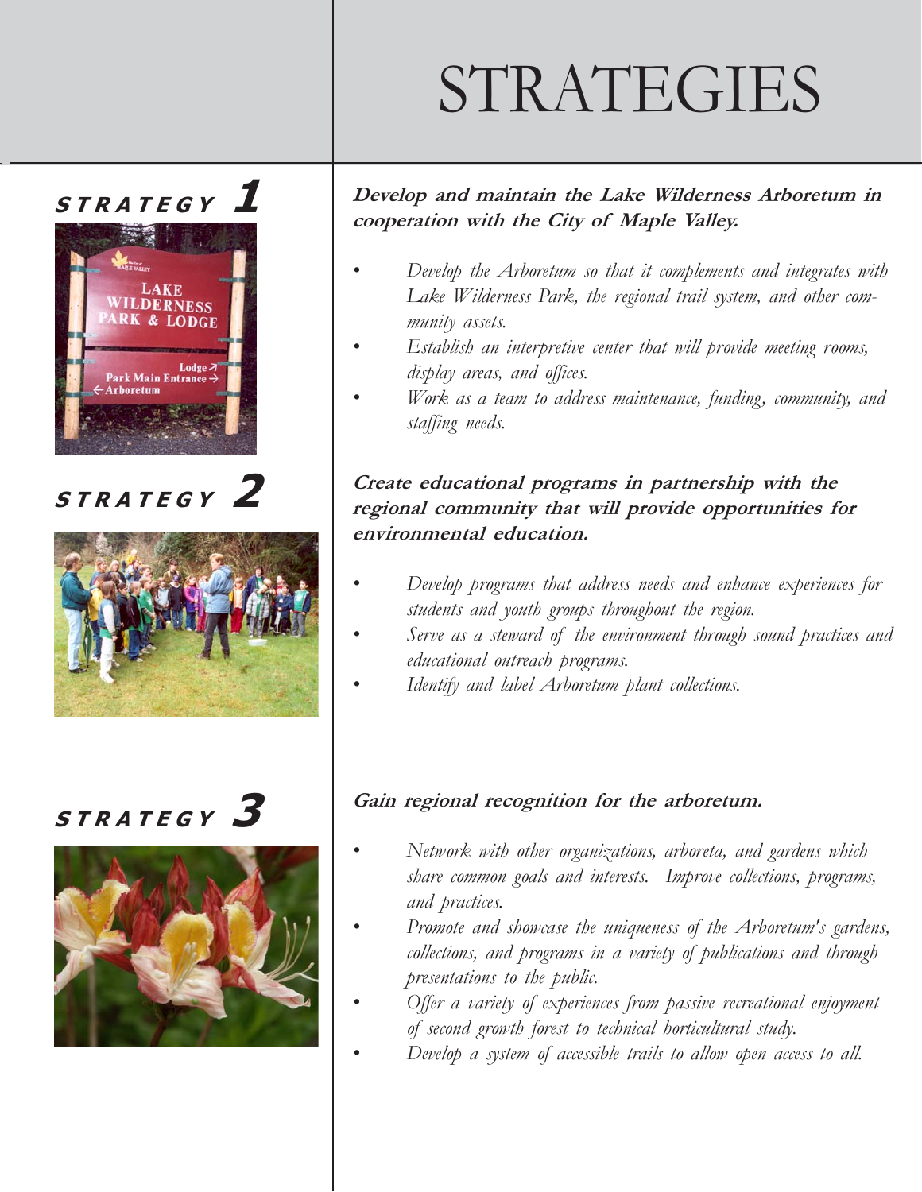# STRATEGIES

## STRATEGY 1

**Develop and maintain the Lake Wilderness Arboretum in cooperation with the City of Maple Valley.**

- *Develop the Arboretum so that it complements and integrates with Lake Wilderness Park, the regional trail system, and other community assets.*
- *Establish an interpretive center that will provide meeting rooms, display areas, and offices.*
- *Work as a team to address maintenance, funding, community, and staffing needs.*

## STRATEGY 2

**Create educational programs in partnership with the regional community that will provide opportunities for environmental education.**

- *Develop programs that address needs and enhance experiences for students and youth groups throughout the region.*
- *Serve as a steward of the environment through sound practices and educational outreach programs.*
- *Identify and label Arboretum plant collections.*

## STRATEGY 3

**Gain regional recognition for the arboretum.**

- *Network with other organizations, arboreta, and gardens which share common goals and interests. Improve collections, programs, and practices.*
- *Promote and showcase the uniqueness of the Arboretum's gardens, collections, and programs in a variety of publications and through presentations to the public.*
- *Offer a variety of experiences from passive recreational enjoyment of second growth forest to technical horticultural study.*
- *Develop a system of accessible trails to allow open access to all.*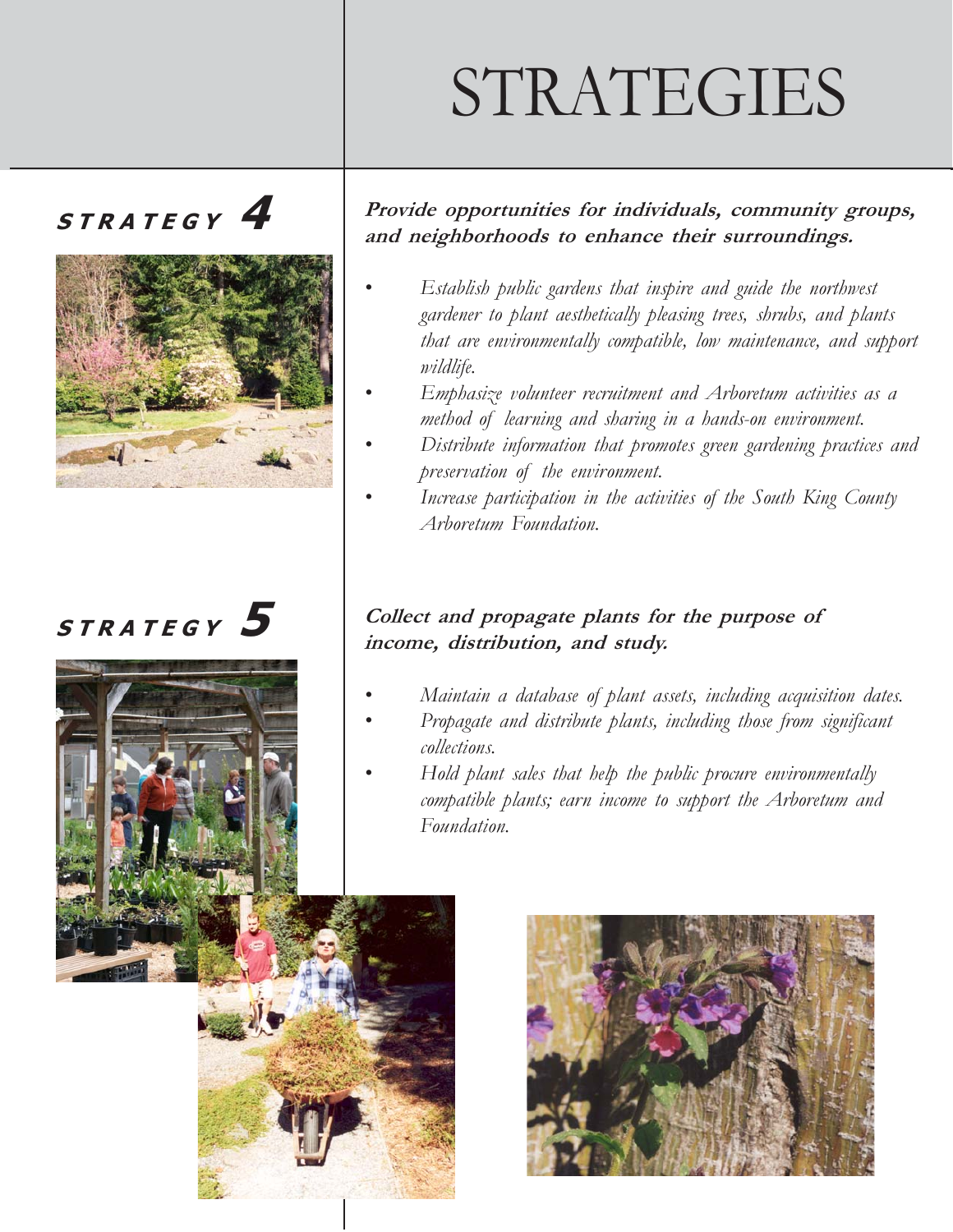# STRATEGIES

## STRATEGY 4

**Provide opportunities for individuals, community groups, and neighborhoods to enhance their surroundings.**

- *Establish public gardens that inspire and guide the northwest gardener to plant aesthetically pleasing trees, shrubs, and plants that are environmentally compatible, low maintenance, and support wildlife.*
- *Emphasize volunteer recruitment and Arboretum activities as a method of learning and sharing in a hands-on environment.*
- *Distribute information that promotes green gardening practices and preservation of the environment.*
- *Increase participation in the activities of the South King County Arboretum Foundation.*

## STRATEGY 5

**Collect and propagate plants for the purpose of income, distribution, and study.**

- *Maintain a database of plant assets, including acquisition dates.*
- *Propagate and distribute plants, including those from significant collections.*
- *Hold plant sales that help the public procure environmentally compatible plants; earn income to support the Arboretum and Foundation.*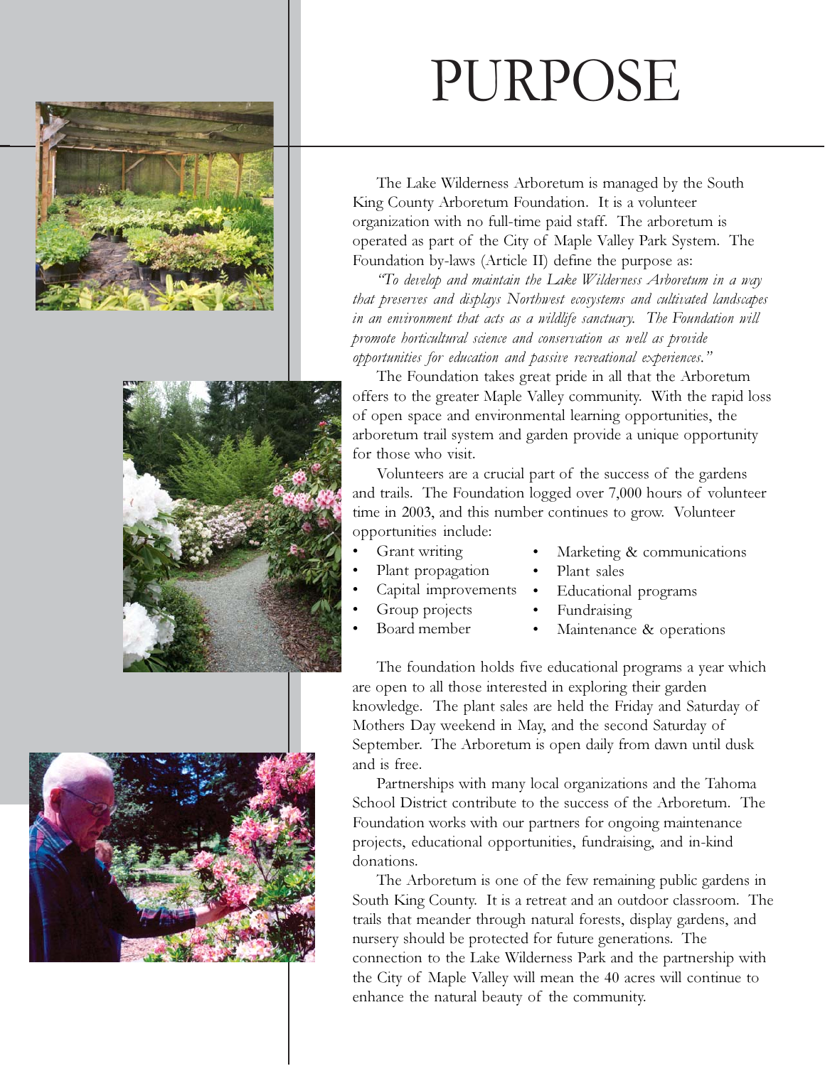# PURPOSE

The Lake Wilderness Arboretum is managed by the South King County Arboretum Foundation. It is a volunteer organization with no full-time paid staff. The arboretum is operated as part of the City of Maple Valley Park System. The Foundation by-laws (Article II) define the purpose as:

*"To develop and maintain the Lake Wilderness Arboretum in a way that preserves and displays Northwest ecosystems and cultivated landscapes in an environment that acts as a wildlife sanctuary. The Foundation will promote horticultural science and conservation as well as provide opportunities for education and passive recreational experiences."*

The Foundation takes great pride in all that the Arboretum offers to the greater Maple Valley community. With the rapid loss of open space and environmental learning opportunities, the arboretum trail system and garden provide a unique opportunity for those who visit.

Volunteers are a crucial part of the success of the gardens and trails. The Foundation logged over 7,000 hours of volunteer time in 2003, and this number continues to grow. Volunteer opportunities include:

- Grant writing
- Plant propagation
- Capital improvements
- Group projects
- Board member
- Marketing & communications
- Plant sales
- Educational programs
- Fundraising
- Maintenance & operations

The foundation holds five educational programs a year which are open to all those interested in exploring their garden knowledge. The plant sales are held the Friday and Saturday of Mothers Day weekend in May, and the second Saturday of September. The Arboretum is open daily from dawn until dusk and is free.

Partnerships with many local organizations and the Tahoma School District contribute to the success of the Arboretum. The Foundation works with our partners for ongoing maintenance projects, educational opportunities, fundraising, and in-kind donations.

The Arboretum is one of the few remaining public gardens in South King County. It is a retreat and an outdoor classroom. The trails that meander through natural forests, display gardens, and nursery should be protected for future generations. The connection to the Lake Wilderness Park and the partnership with the City of Maple Valley will mean the 40 acres will continue to enhance the natural beauty of the community.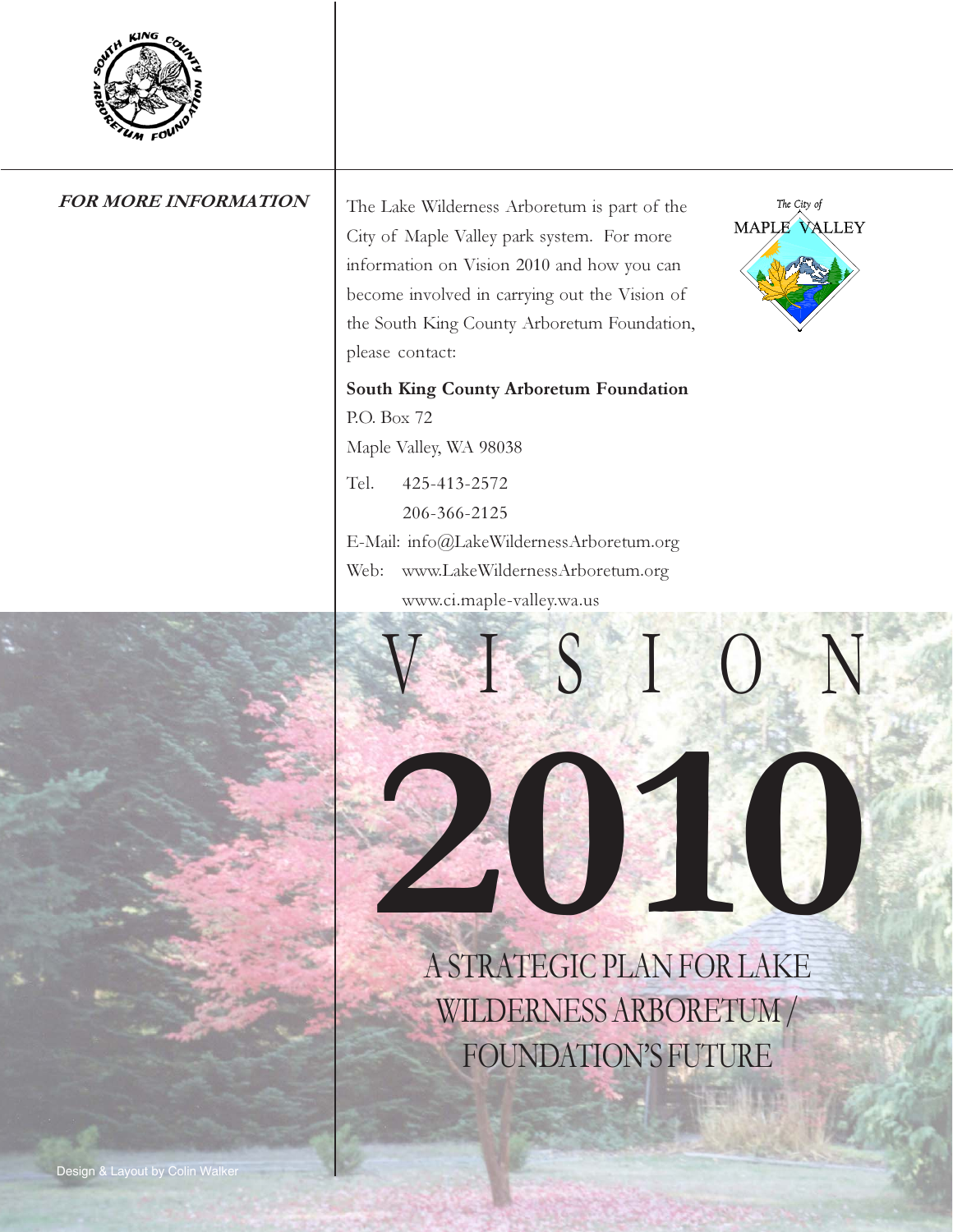**_FOR MORE INFORMATION_**

The Lake Wilderness Arboretum is part of the City of Maple Valley park system. For more information on Vision 2010 and how you can become involved in carrying out the Vision of the South King County Arboretum Foundation, please contact:

**South King County Arboretum Foundation**
P.O. Box 72
Maple Valley, WA 98038

Tel. 425-413-2572
206-366-2125

E-Mail: info@LakeWildernessArboretum.org
Web: www.LakeWildernessArboretum.org
www.ci.maple-valley.wa.us

# VISION 2010

## A STRATEGIC PLAN FOR LAKE WILDERNESS ARBORETUM / FOUNDATION'S FUTURE

Design & Layout by Colin Walker